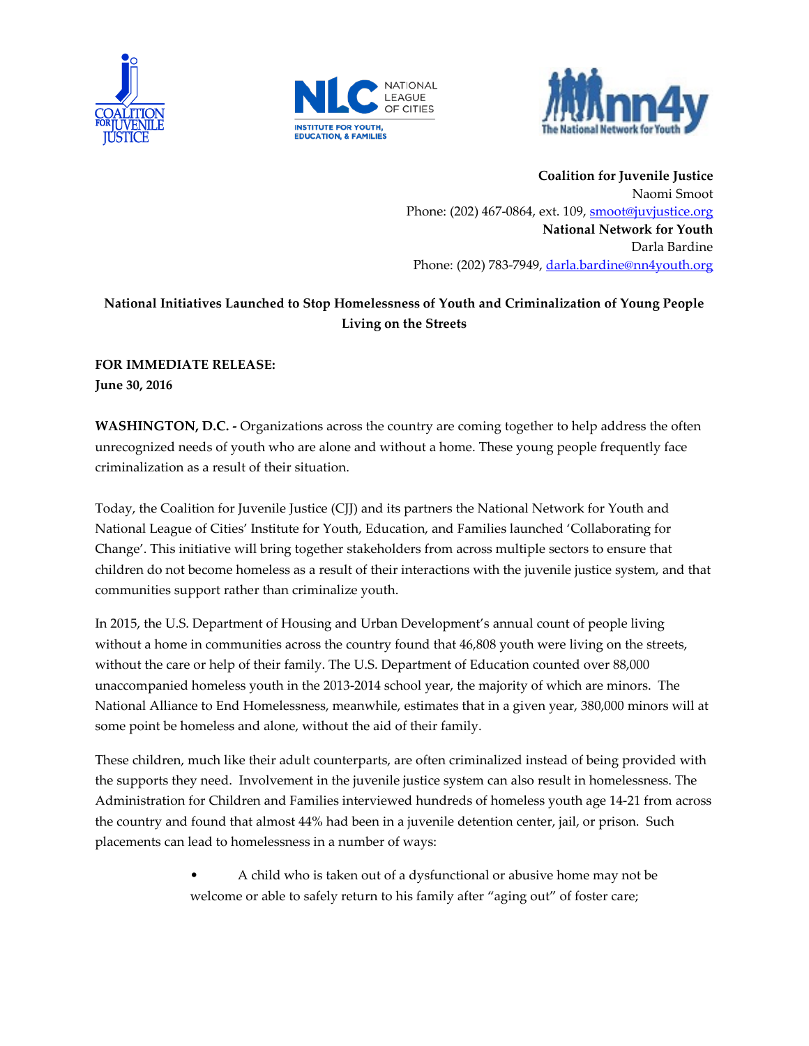**Coalition for Juvenile Justice**
Naomi Smoot
Phone: (202) 467-0864, ext. 109, smoot@juvjustice.org
**National Network for Youth**
Darla Bardine
Phone: (202) 783-7949, darla.bardine@nn4youth.org

**National Initiatives Launched to Stop Homelessness of Youth and Criminalization of Young People Living on the Streets**

**FOR IMMEDIATE RELEASE:**
**June 30, 2016**

**WASHINGTON, D.C. -** Organizations across the country are coming together to help address the often unrecognized needs of youth who are alone and without a home. These young people frequently face criminalization as a result of their situation.

Today, the Coalition for Juvenile Justice (CJJ) and its partners the National Network for Youth and National League of Cities' Institute for Youth, Education, and Families launched 'Collaborating for Change'. This initiative will bring together stakeholders from across multiple sectors to ensure that children do not become homeless as a result of their interactions with the juvenile justice system, and that communities support rather than criminalize youth.

In 2015, the U.S. Department of Housing and Urban Development's annual count of people living without a home in communities across the country found that 46,808 youth were living on the streets, without the care or help of their family. The U.S. Department of Education counted over 88,000 unaccompanied homeless youth in the 2013-2014 school year, the majority of which are minors. The National Alliance to End Homelessness, meanwhile, estimates that in a given year, 380,000 minors will at some point be homeless and alone, without the aid of their family.

These children, much like their adult counterparts, are often criminalized instead of being provided with the supports they need. Involvement in the juvenile justice system can also result in homelessness. The Administration for Children and Families interviewed hundreds of homeless youth age 14-21 from across the country and found that almost 44% had been in a juvenile detention center, jail, or prison. Such placements can lead to homelessness in a number of ways:

- A child who is taken out of a dysfunctional or abusive home may not be welcome or able to safely return to his family after "aging out" of foster care;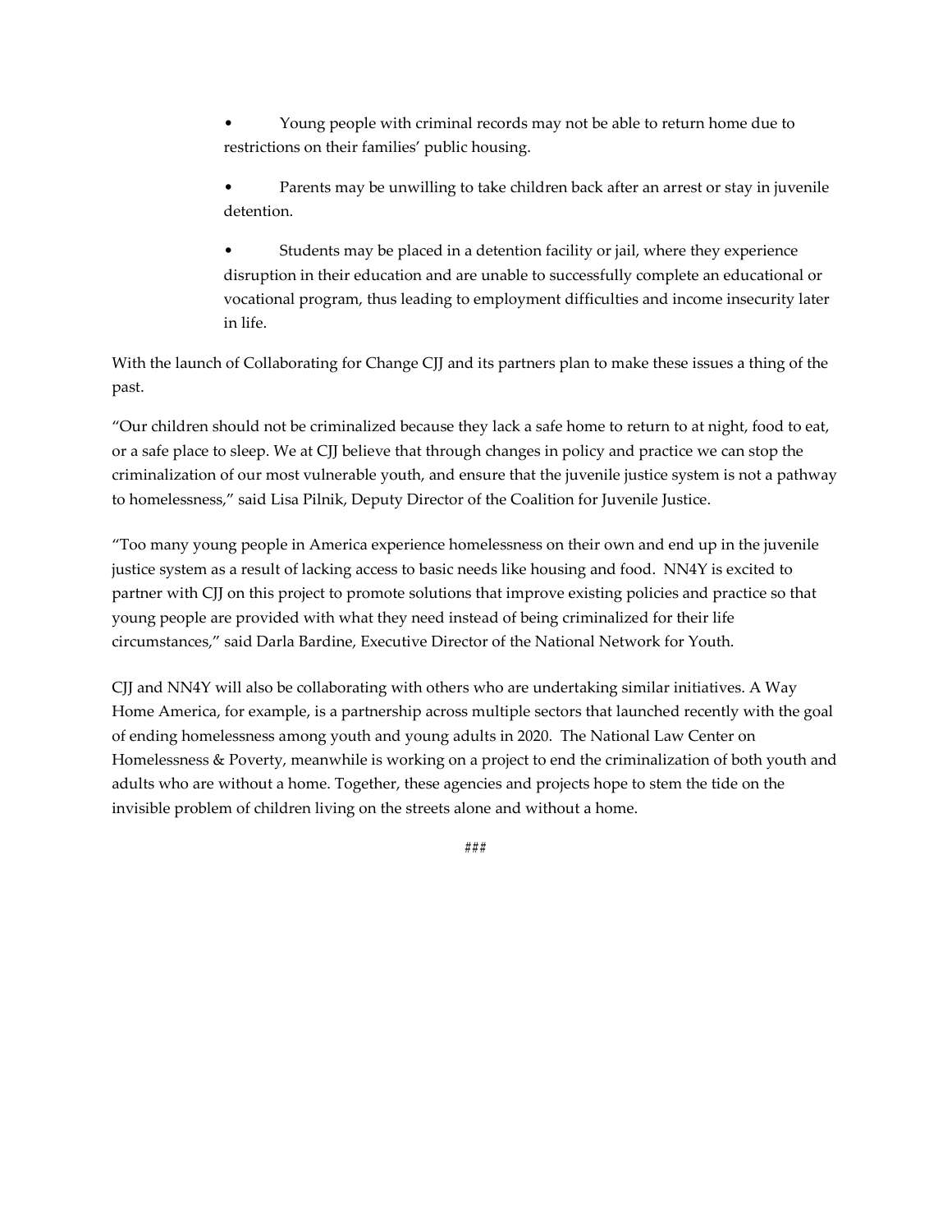- Young people with criminal records may not be able to return home due to restrictions on their families' public housing.
- Parents may be unwilling to take children back after an arrest or stay in juvenile detention.
- Students may be placed in a detention facility or jail, where they experience disruption in their education and are unable to successfully complete an educational or vocational program, thus leading to employment difficulties and income insecurity later in life.

With the launch of Collaborating for Change CJJ and its partners plan to make these issues a thing of the past.

"Our children should not be criminalized because they lack a safe home to return to at night, food to eat, or a safe place to sleep. We at CJJ believe that through changes in policy and practice we can stop the criminalization of our most vulnerable youth, and ensure that the juvenile justice system is not a pathway to homelessness," said Lisa Pilnik, Deputy Director of the Coalition for Juvenile Justice.

"Too many young people in America experience homelessness on their own and end up in the juvenile justice system as a result of lacking access to basic needs like housing and food. NN4Y is excited to partner with CJJ on this project to promote solutions that improve existing policies and practice so that young people are provided with what they need instead of being criminalized for their life circumstances," said Darla Bardine, Executive Director of the National Network for Youth.

CJJ and NN4Y will also be collaborating with others who are undertaking similar initiatives. A Way Home America, for example, is a partnership across multiple sectors that launched recently with the goal of ending homelessness among youth and young adults in 2020. The National Law Center on Homelessness & Poverty, meanwhile is working on a project to end the criminalization of both youth and adults who are without a home. Together, these agencies and projects hope to stem the tide on the invisible problem of children living on the streets alone and without a home.

###